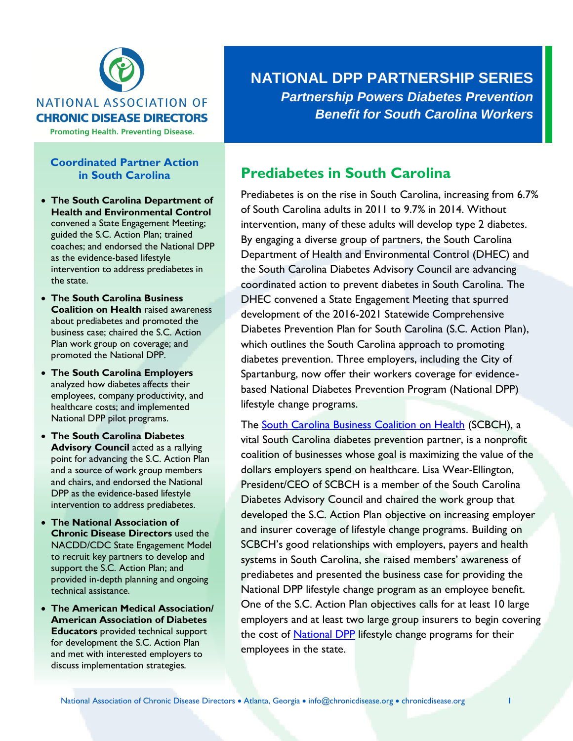NATIONAL ASSOCIATION OF CHRONIC DISEASE DIRECTORS

Promoting Health. Preventing Disease.

# NATIONAL DPP PARTNERSHIP SERIES

## *Partnership Powers Diabetes Prevention Benefit for South Carolina Workers*

## Prediabetes in South Carolina

Prediabetes is on the rise in South Carolina, increasing from 6.7% of South Carolina adults in 2011 to 9.7% in 2014. Without intervention, many of these adults will develop type 2 diabetes. By engaging a diverse group of partners, the South Carolina Department of Health and Environmental Control (DHEC) and the South Carolina Diabetes Advisory Council are advancing coordinated action to prevent diabetes in South Carolina. The DHEC convened a State Engagement Meeting that spurred development of the 2016-2021 Statewide Comprehensive Diabetes Prevention Plan for South Carolina (S.C. Action Plan), which outlines the South Carolina approach to promoting diabetes prevention. Three employers, including the City of Spartanburg, now offer their workers coverage for evidence-based National Diabetes Prevention Program (National DPP) lifestyle change programs.

The South Carolina Business Coalition on Health (SCBCH), a vital South Carolina diabetes prevention partner, is a nonprofit coalition of businesses whose goal is maximizing the value of the dollars employers spend on healthcare. Lisa Wear-Ellington, President/CEO of SCBCH is a member of the South Carolina Diabetes Advisory Council and chaired the work group that developed the S.C. Action Plan objective on increasing employer and insurer coverage of lifestyle change programs. Building on SCBCH's good relationships with employers, payers and health systems in South Carolina, she raised members' awareness of prediabetes and presented the business case for providing the National DPP lifestyle change program as an employee benefit. One of the S.C. Action Plan objectives calls for at least 10 large employers and at least two large group insurers to begin covering the cost of National DPP lifestyle change programs for their employees in the state.

### Coordinated Partner Action in South Carolina

- **The South Carolina Department of Health and Environmental Control** convened a State Engagement Meeting; guided the S.C. Action Plan; trained coaches; and endorsed the National DPP as the evidence-based lifestyle intervention to address prediabetes in the state.
- **The South Carolina Business Coalition on Health** raised awareness about prediabetes and promoted the business case; chaired the S.C. Action Plan work group on coverage; and promoted the National DPP.
- **The South Carolina Employers** analyzed how diabetes affects their employees, company productivity, and healthcare costs; and implemented National DPP pilot programs.
- **The South Carolina Diabetes Advisory Council** acted as a rallying point for advancing the S.C. Action Plan and a source of work group members and chairs, and endorsed the National DPP as the evidence-based lifestyle intervention to address prediabetes.
- **The National Association of Chronic Disease Directors** used the NACDD/CDC State Engagement Model to recruit key partners to develop and support the S.C. Action Plan; and provided in-depth planning and ongoing technical assistance.
- **The American Medical Association/ American Association of Diabetes Educators** provided technical support for development the S.C. Action Plan and met with interested employers to discuss implementation strategies.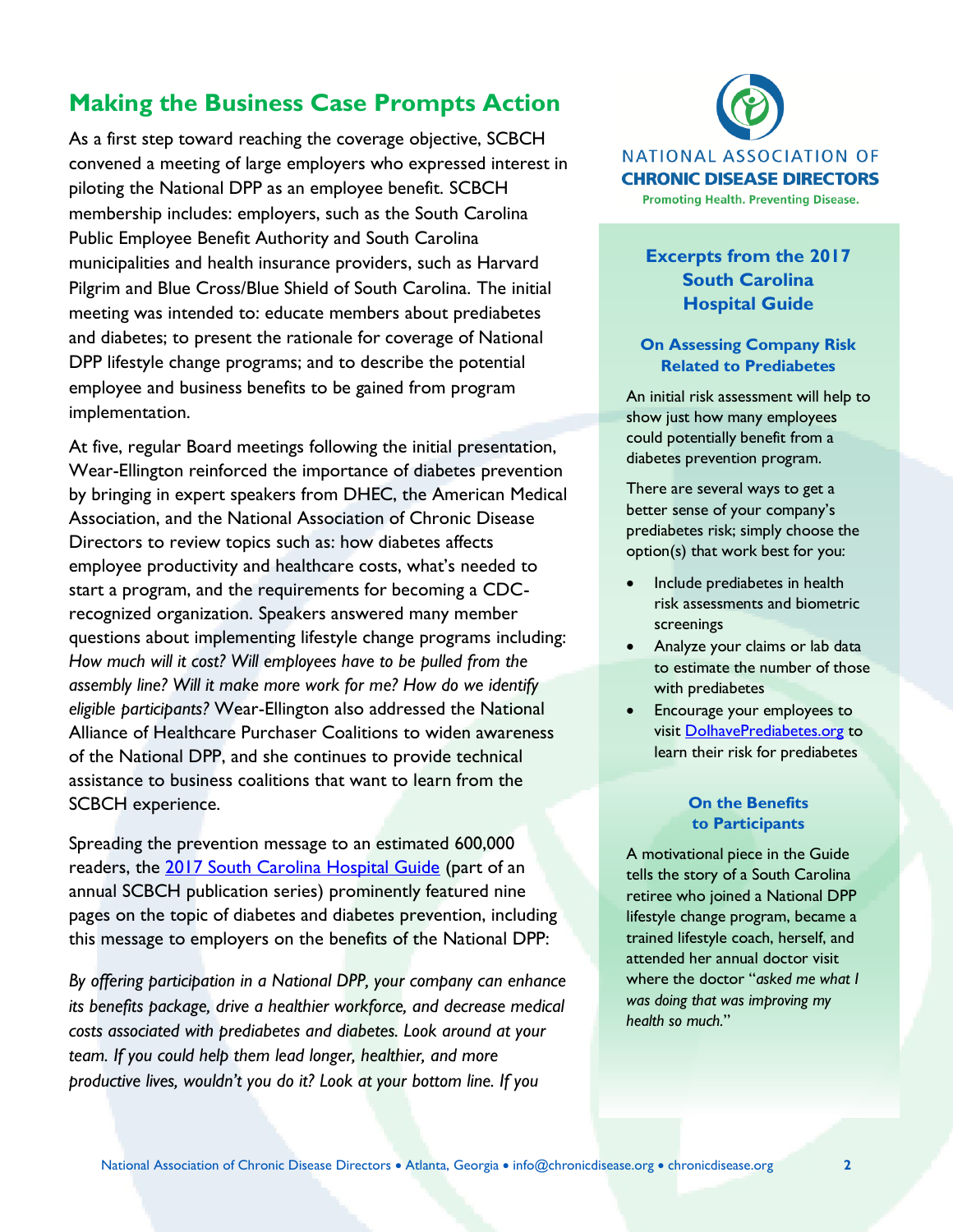## Making the Business Case Prompts Action

As a first step toward reaching the coverage objective, SCBCH convened a meeting of large employers who expressed interest in piloting the National DPP as an employee benefit. SCBCH membership includes: employers, such as the South Carolina Public Employee Benefit Authority and South Carolina municipalities and health insurance providers, such as Harvard Pilgrim and Blue Cross/Blue Shield of South Carolina. The initial meeting was intended to: educate members about prediabetes and diabetes; to present the rationale for coverage of National DPP lifestyle change programs; and to describe the potential employee and business benefits to be gained from program implementation.

At five, regular Board meetings following the initial presentation, Wear-Ellington reinforced the importance of diabetes prevention by bringing in expert speakers from DHEC, the American Medical Association, and the National Association of Chronic Disease Directors to review topics such as: how diabetes affects employee productivity and healthcare costs, what's needed to start a program, and the requirements for becoming a CDC-recognized organization. Speakers answered many member questions about implementing lifestyle change programs including: *How much will it cost? Will employees have to be pulled from the assembly line? Will it make more work for me? How do we identify eligible participants?* Wear-Ellington also addressed the National Alliance of Healthcare Purchaser Coalitions to widen awareness of the National DPP, and she continues to provide technical assistance to business coalitions that want to learn from the SCBCH experience.

Spreading the prevention message to an estimated 600,000 readers, the [2017 South Carolina Hospital Guide](2017 South Carolina Hospital Guide) (part of an annual SCBCH publication series) prominently featured nine pages on the topic of diabetes and diabetes prevention, including this message to employers on the benefits of the National DPP:

*By offering participation in a National DPP, your company can enhance its benefits package, drive a healthier workforce, and decrease medical costs associated with prediabetes and diabetes. Look around at your team. If you could help them lead longer, healthier, and more productive lives, wouldn't you do it? Look at your bottom line. If you*

NATIONAL ASSOCIATION OF CHRONIC DISEASE DIRECTORS
Promoting Health. Preventing Disease.

### Excerpts from the 2017 South Carolina Hospital Guide

#### On Assessing Company Risk Related to Prediabetes

An initial risk assessment will help to show just how many employees could potentially benefit from a diabetes prevention program.

There are several ways to get a better sense of your company's prediabetes risk; simply choose the option(s) that work best for you:

- Include prediabetes in health risk assessments and biometric screenings
- Analyze your claims or lab data to estimate the number of those with prediabetes
- Encourage your employees to visit [DoIhavePrediabetes.org](DoIhavePrediabetes.org) to learn their risk for prediabetes

#### On the Benefits to Participants

A motivational piece in the Guide tells the story of a South Carolina retiree who joined a National DPP lifestyle change program, became a trained lifestyle coach, herself, and attended her annual doctor visit where the doctor "*asked me what I was doing that was improving my health so much.*"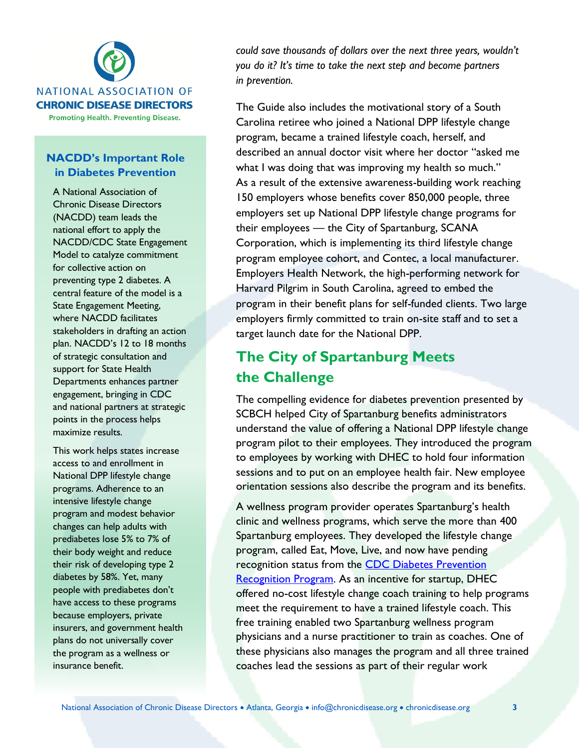NATIONAL ASSOCIATION OF
**CHRONIC DISEASE DIRECTORS**
Promoting Health. Preventing Disease.

### NACDD's Important Role in Diabetes Prevention

A National Association of Chronic Disease Directors (NACDD) team leads the national effort to apply the NACDD/CDC State Engagement Model to catalyze commitment for collective action on preventing type 2 diabetes. A central feature of the model is a State Engagement Meeting, where NACDD facilitates stakeholders in drafting an action plan. NACDD's 12 to 18 months of strategic consultation and support for State Health Departments enhances partner engagement, bringing in CDC and national partners at strategic points in the process helps maximize results.

This work helps states increase access to and enrollment in National DPP lifestyle change programs. Adherence to an intensive lifestyle change program and modest behavior changes can help adults with prediabetes lose 5% to 7% of their body weight and reduce their risk of developing type 2 diabetes by 58%. Yet, many people with prediabetes don't have access to these programs because employers, private insurers, and government health plans do not universally cover the program as a wellness or insurance benefit.

*could save thousands of dollars over the next three years, wouldn't you do it? It's time to take the next step and become partners in prevention.*

The Guide also includes the motivational story of a South Carolina retiree who joined a National DPP lifestyle change program, became a trained lifestyle coach, herself, and described an annual doctor visit where her doctor "asked me what I was doing that was improving my health so much." As a result of the extensive awareness-building work reaching 150 employers whose benefits cover 850,000 people, three employers set up National DPP lifestyle change programs for their employees — the City of Spartanburg, SCANA Corporation, which is implementing its third lifestyle change program employee cohort, and Contec, a local manufacturer. Employers Health Network, the high-performing network for Harvard Pilgrim in South Carolina, agreed to embed the program in their benefit plans for self-funded clients. Two large employers firmly committed to train on-site staff and to set a target launch date for the National DPP.

## The City of Spartanburg Meets the Challenge

The compelling evidence for diabetes prevention presented by SCBCH helped City of Spartanburg benefits administrators understand the value of offering a National DPP lifestyle change program pilot to their employees. They introduced the program to employees by working with DHEC to hold four information sessions and to put on an employee health fair. New employee orientation sessions also describe the program and its benefits.

A wellness program provider operates Spartanburg's health clinic and wellness programs, which serve the more than 400 Spartanburg employees. They developed the lifestyle change program, called Eat, Move, Live, and now have pending recognition status from the [CDC Diabetes Prevention Recognition Program](). As an incentive for startup, DHEC offered no-cost lifestyle change coach training to help programs meet the requirement to have a trained lifestyle coach. This free training enabled two Spartanburg wellness program physicians and a nurse practitioner to train as coaches. One of these physicians also manages the program and all three trained coaches lead the sessions as part of their regular work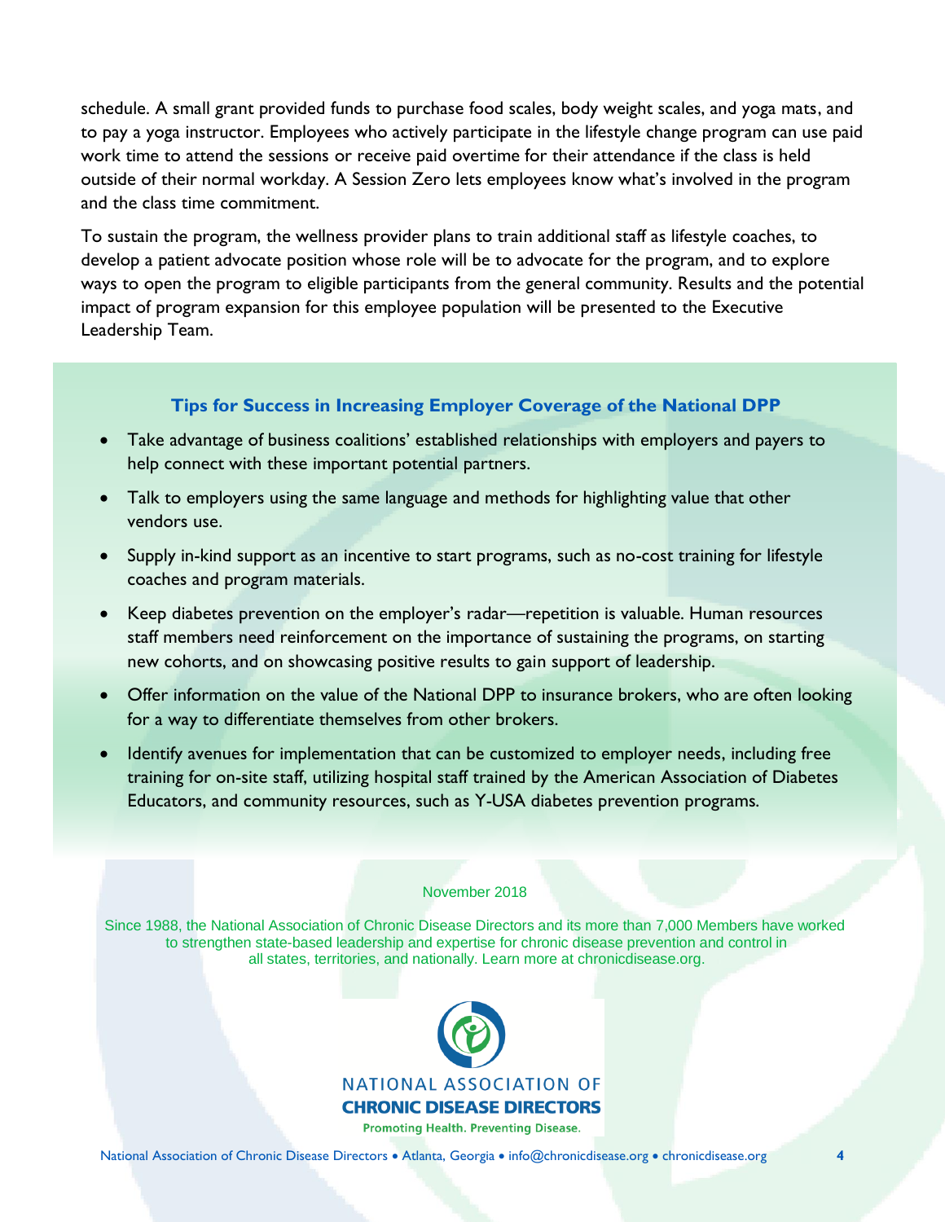schedule. A small grant provided funds to purchase food scales, body weight scales, and yoga mats, and to pay a yoga instructor. Employees who actively participate in the lifestyle change program can use paid work time to attend the sessions or receive paid overtime for their attendance if the class is held outside of their normal workday. A Session Zero lets employees know what's involved in the program and the class time commitment.

To sustain the program, the wellness provider plans to train additional staff as lifestyle coaches, to develop a patient advocate position whose role will be to advocate for the program, and to explore ways to open the program to eligible participants from the general community. Results and the potential impact of program expansion for this employee population will be presented to the Executive Leadership Team.

### Tips for Success in Increasing Employer Coverage of the National DPP

- Take advantage of business coalitions' established relationships with employers and payers to help connect with these important potential partners.
- Talk to employers using the same language and methods for highlighting value that other vendors use.
- Supply in-kind support as an incentive to start programs, such as no-cost training for lifestyle coaches and program materials.
- Keep diabetes prevention on the employer's radar—repetition is valuable. Human resources staff members need reinforcement on the importance of sustaining the programs, on starting new cohorts, and on showcasing positive results to gain support of leadership.
- Offer information on the value of the National DPP to insurance brokers, who are often looking for a way to differentiate themselves from other brokers.
- Identify avenues for implementation that can be customized to employer needs, including free training for on-site staff, utilizing hospital staff trained by the American Association of Diabetes Educators, and community resources, such as Y-USA diabetes prevention programs.

November 2018

Since 1988, the National Association of Chronic Disease Directors and its more than 7,000 Members have worked to strengthen state-based leadership and expertise for chronic disease prevention and control in all states, territories, and nationally. Learn more at chronicdisease.org.

NATIONAL ASSOCIATION OF
**CHRONIC DISEASE DIRECTORS**
Promoting Health. Preventing Disease.

National Association of Chronic Disease Directors • Atlanta, Georgia • info@chronicdisease.org • chronicdisease.org